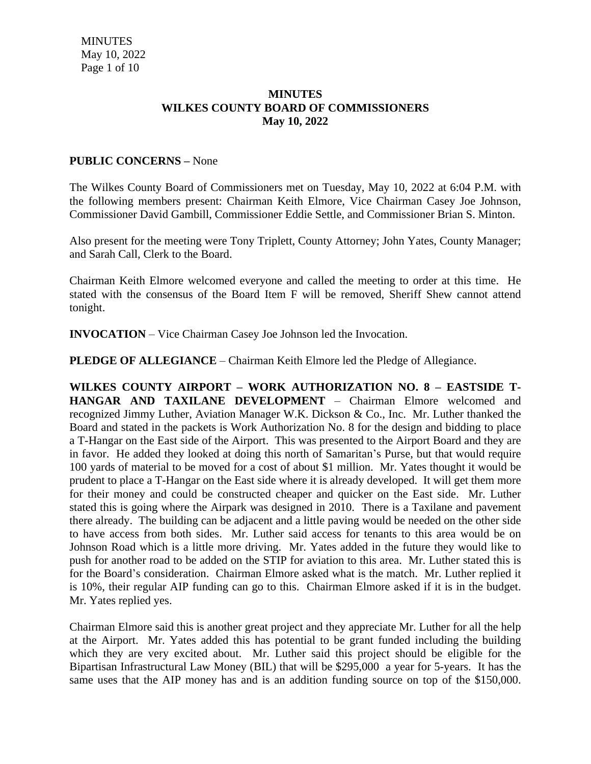**MINUTES**
**WILKES COUNTY BOARD OF COMMISSIONERS**
**May 10, 2022**

**PUBLIC CONCERNS –** None

The Wilkes County Board of Commissioners met on Tuesday, May 10, 2022 at 6:04 P.M. with the following members present: Chairman Keith Elmore, Vice Chairman Casey Joe Johnson, Commissioner David Gambill, Commissioner Eddie Settle, and Commissioner Brian S. Minton.

Also present for the meeting were Tony Triplett, County Attorney; John Yates, County Manager; and Sarah Call, Clerk to the Board.

Chairman Keith Elmore welcomed everyone and called the meeting to order at this time. He stated with the consensus of the Board Item F will be removed, Sheriff Shew cannot attend tonight.

**INVOCATION** – Vice Chairman Casey Joe Johnson led the Invocation.

**PLEDGE OF ALLEGIANCE** – Chairman Keith Elmore led the Pledge of Allegiance.

**WILKES COUNTY AIRPORT – WORK AUTHORIZATION NO. 8 – EASTSIDE T-HANGAR AND TAXILANE DEVELOPMENT** – Chairman Elmore welcomed and recognized Jimmy Luther, Aviation Manager W.K. Dickson & Co., Inc. Mr. Luther thanked the Board and stated in the packets is Work Authorization No. 8 for the design and bidding to place a T-Hangar on the East side of the Airport. This was presented to the Airport Board and they are in favor. He added they looked at doing this north of Samaritan's Purse, but that would require 100 yards of material to be moved for a cost of about $1 million. Mr. Yates thought it would be prudent to place a T-Hangar on the East side where it is already developed. It will get them more for their money and could be constructed cheaper and quicker on the East side. Mr. Luther stated this is going where the Airpark was designed in 2010. There is a Taxilane and pavement there already. The building can be adjacent and a little paving would be needed on the other side to have access from both sides. Mr. Luther said access for tenants to this area would be on Johnson Road which is a little more driving. Mr. Yates added in the future they would like to push for another road to be added on the STIP for aviation to this area. Mr. Luther stated this is for the Board's consideration. Chairman Elmore asked what is the match. Mr. Luther replied it is 10%, their regular AIP funding can go to this. Chairman Elmore asked if it is in the budget. Mr. Yates replied yes.

Chairman Elmore said this is another great project and they appreciate Mr. Luther for all the help at the Airport. Mr. Yates added this has potential to be grant funded including the building which they are very excited about. Mr. Luther said this project should be eligible for the Bipartisan Infrastructural Law Money (BIL) that will be $295,000 a year for 5-years. It has the same uses that the AIP money has and is an addition funding source on top of the $150,000.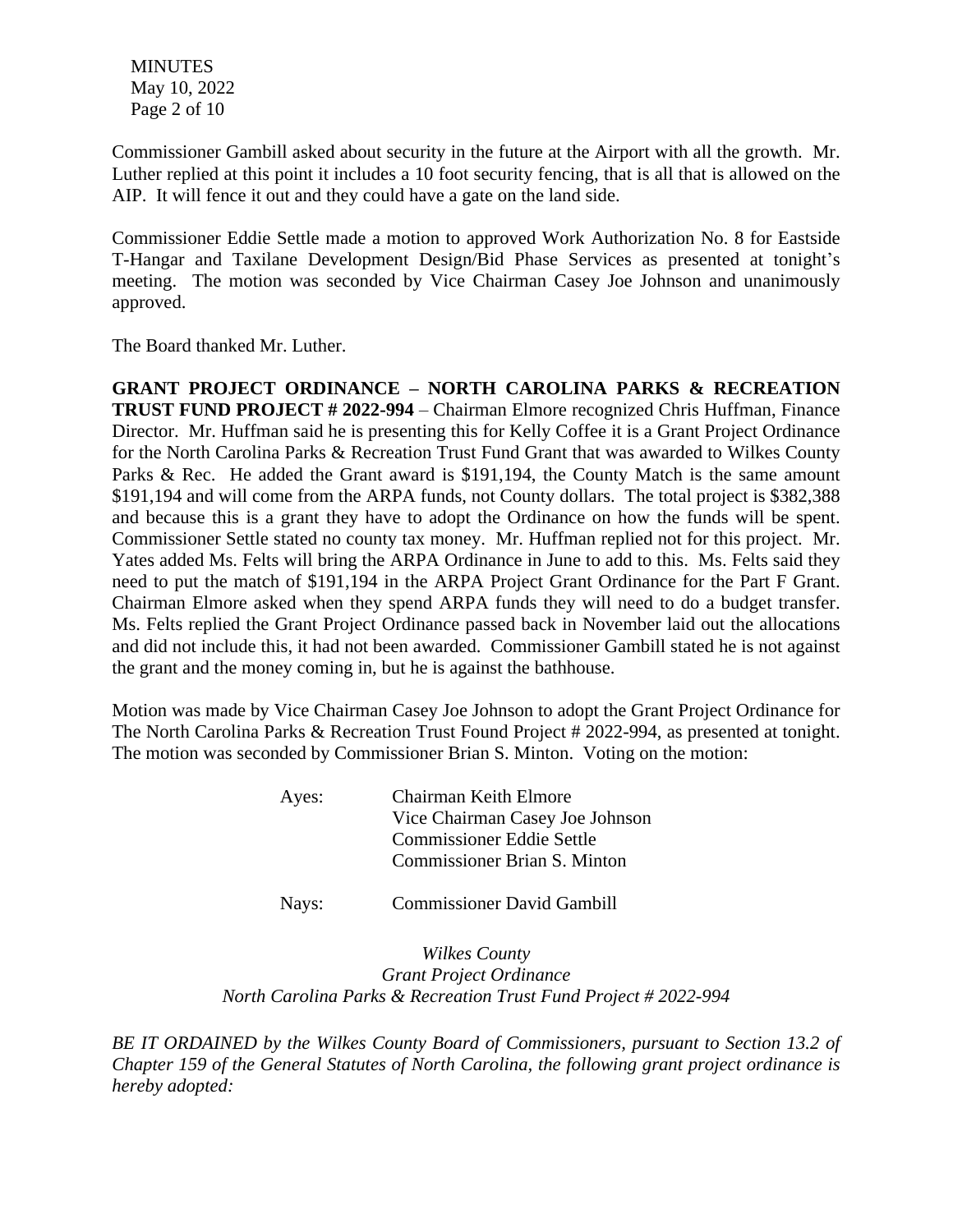Commissioner Gambill asked about security in the future at the Airport with all the growth. Mr. Luther replied at this point it includes a 10 foot security fencing, that is all that is allowed on the AIP. It will fence it out and they could have a gate on the land side.

Commissioner Eddie Settle made a motion to approved Work Authorization No. 8 for Eastside T-Hangar and Taxilane Development Design/Bid Phase Services as presented at tonight's meeting. The motion was seconded by Vice Chairman Casey Joe Johnson and unanimously approved.

The Board thanked Mr. Luther.

**GRANT PROJECT ORDINANCE – NORTH CAROLINA PARKS & RECREATION TRUST FUND PROJECT # 2022-994** – Chairman Elmore recognized Chris Huffman, Finance Director. Mr. Huffman said he is presenting this for Kelly Coffee it is a Grant Project Ordinance for the North Carolina Parks & Recreation Trust Fund Grant that was awarded to Wilkes County Parks & Rec. He added the Grant award is $191,194, the County Match is the same amount $191,194 and will come from the ARPA funds, not County dollars. The total project is $382,388 and because this is a grant they have to adopt the Ordinance on how the funds will be spent. Commissioner Settle stated no county tax money. Mr. Huffman replied not for this project. Mr. Yates added Ms. Felts will bring the ARPA Ordinance in June to add to this. Ms. Felts said they need to put the match of $191,194 in the ARPA Project Grant Ordinance for the Part F Grant. Chairman Elmore asked when they spend ARPA funds they will need to do a budget transfer. Ms. Felts replied the Grant Project Ordinance passed back in November laid out the allocations and did not include this, it had not been awarded. Commissioner Gambill stated he is not against the grant and the money coming in, but he is against the bathhouse.

Motion was made by Vice Chairman Casey Joe Johnson to adopt the Grant Project Ordinance for The North Carolina Parks & Recreation Trust Found Project # 2022-994, as presented at tonight. The motion was seconded by Commissioner Brian S. Minton. Voting on the motion:

Ayes: Chairman Keith Elmore
Vice Chairman Casey Joe Johnson
Commissioner Eddie Settle
Commissioner Brian S. Minton

Nays: Commissioner David Gambill

*Wilkes County*
*Grant Project Ordinance*
*North Carolina Parks & Recreation Trust Fund Project # 2022-994*

*BE IT ORDAINED by the Wilkes County Board of Commissioners, pursuant to Section 13.2 of Chapter 159 of the General Statutes of North Carolina, the following grant project ordinance is hereby adopted:*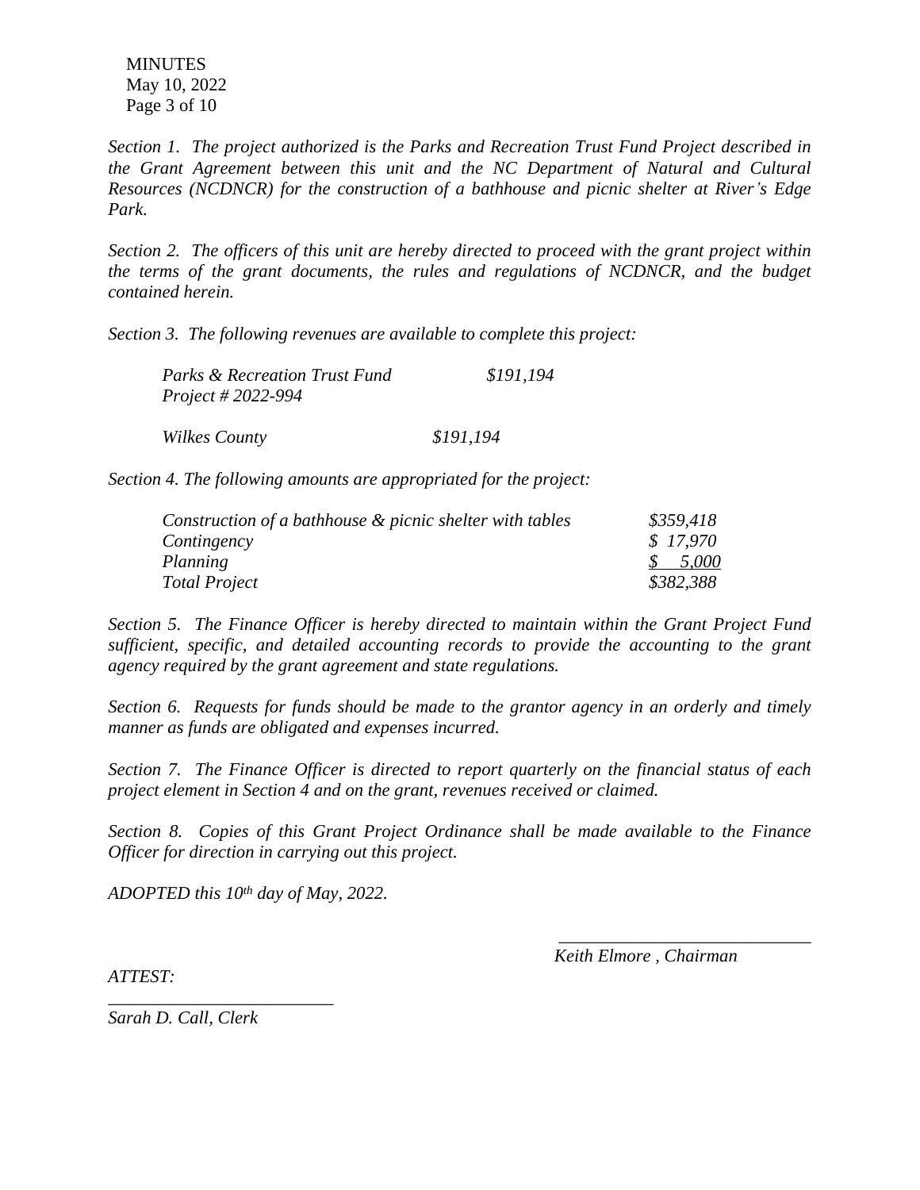*Section 1. The project authorized is the Parks and Recreation Trust Fund Project described in the Grant Agreement between this unit and the NC Department of Natural and Cultural Resources (NCDNCR) for the construction of a bathhouse and picnic shelter at River's Edge Park.*

*Section 2. The officers of this unit are hereby directed to proceed with the grant project within the terms of the grant documents, the rules and regulations of NCDNCR, and the budget contained herein.*

*Section 3. The following revenues are available to complete this project:*

| | |
|---|---|
| *Parks & Recreation Trust Fund Project # 2022-994* | *$191,194* |
| *Wilkes County* | *$191,194* |

*Section 4. The following amounts are appropriated for the project:*

| | |
|---|---|
| *Construction of a bathhouse & picnic shelter with tables* | *$359,418* |
| *Contingency* | *$ 17,970* |
| *Planning* | *$ 5,000* |
| *Total Project* | *$382,388* |

*Section 5. The Finance Officer is hereby directed to maintain within the Grant Project Fund sufficient, specific, and detailed accounting records to provide the accounting to the grant agency required by the grant agreement and state regulations.*

*Section 6. Requests for funds should be made to the grantor agency in an orderly and timely manner as funds are obligated and expenses incurred.*

*Section 7. The Finance Officer is directed to report quarterly on the financial status of each project element in Section 4 and on the grant, revenues received or claimed.*

*Section 8. Copies of this Grant Project Ordinance shall be made available to the Finance Officer for direction in carrying out this project.*

*ADOPTED this 10th day of May, 2022.*

\_\_\_\_\_\_\_\_\_\_\_\_\_\_\_\_\_\_\_\_\_\_\_\_\_\_\_\_\_\_
*Keith Elmore , Chairman*

*ATTEST:*

\_\_\_\_\_\_\_\_\_\_\_\_\_\_\_\_\_\_\_\_\_\_\_\_\_\_\_\_\_\_
*Sarah D. Call, Clerk*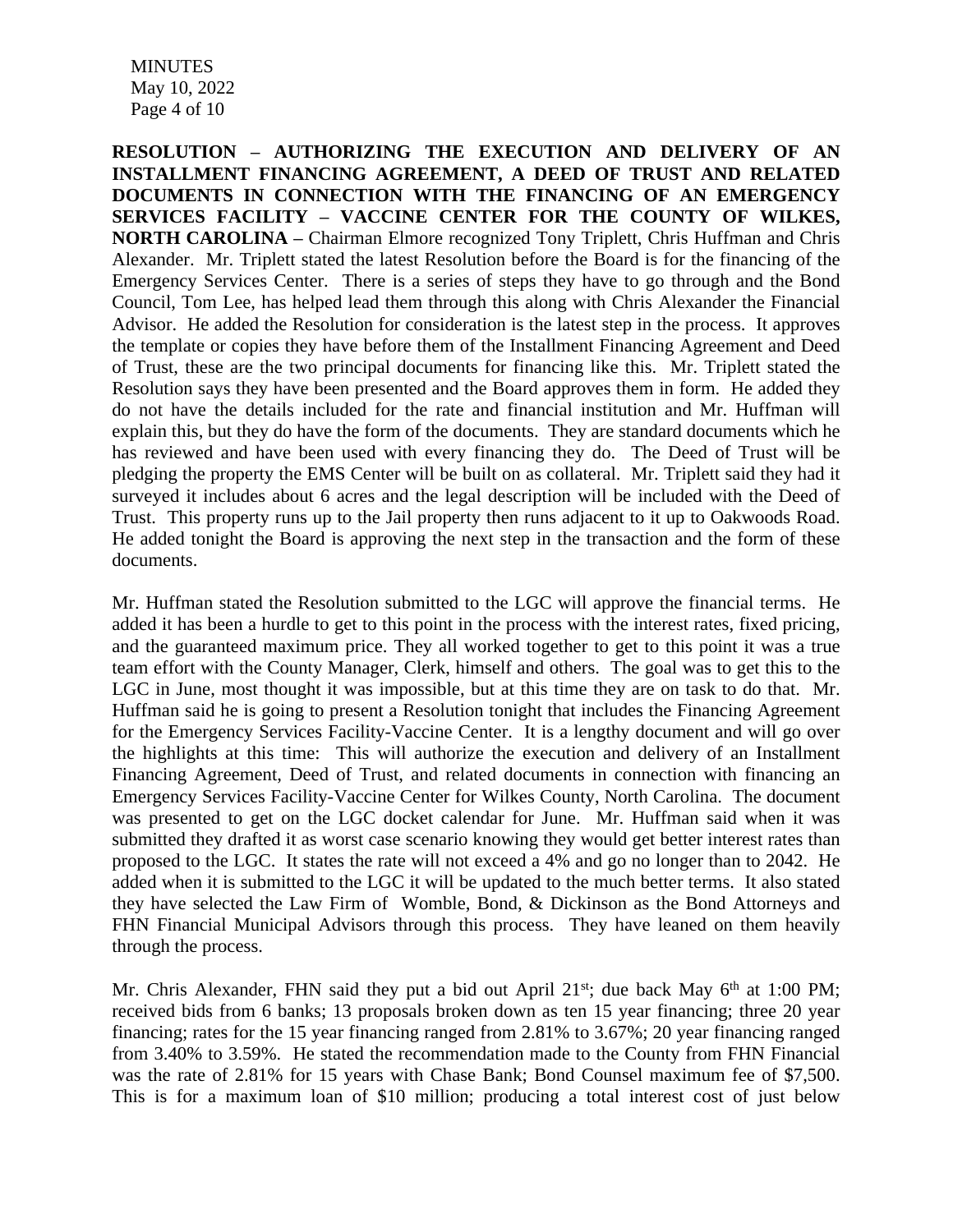**RESOLUTION – AUTHORIZING THE EXECUTION AND DELIVERY OF AN INSTALLMENT FINANCING AGREEMENT, A DEED OF TRUST AND RELATED DOCUMENTS IN CONNECTION WITH THE FINANCING OF AN EMERGENCY SERVICES FACILITY – VACCINE CENTER FOR THE COUNTY OF WILKES, NORTH CAROLINA –** Chairman Elmore recognized Tony Triplett, Chris Huffman and Chris Alexander. Mr. Triplett stated the latest Resolution before the Board is for the financing of the Emergency Services Center. There is a series of steps they have to go through and the Bond Council, Tom Lee, has helped lead them through this along with Chris Alexander the Financial Advisor. He added the Resolution for consideration is the latest step in the process. It approves the template or copies they have before them of the Installment Financing Agreement and Deed of Trust, these are the two principal documents for financing like this. Mr. Triplett stated the Resolution says they have been presented and the Board approves them in form. He added they do not have the details included for the rate and financial institution and Mr. Huffman will explain this, but they do have the form of the documents. They are standard documents which he has reviewed and have been used with every financing they do. The Deed of Trust will be pledging the property the EMS Center will be built on as collateral. Mr. Triplett said they had it surveyed it includes about 6 acres and the legal description will be included with the Deed of Trust. This property runs up to the Jail property then runs adjacent to it up to Oakwoods Road. He added tonight the Board is approving the next step in the transaction and the form of these documents.

Mr. Huffman stated the Resolution submitted to the LGC will approve the financial terms. He added it has been a hurdle to get to this point in the process with the interest rates, fixed pricing, and the guaranteed maximum price. They all worked together to get to this point it was a true team effort with the County Manager, Clerk, himself and others. The goal was to get this to the LGC in June, most thought it was impossible, but at this time they are on task to do that. Mr. Huffman said he is going to present a Resolution tonight that includes the Financing Agreement for the Emergency Services Facility-Vaccine Center. It is a lengthy document and will go over the highlights at this time: This will authorize the execution and delivery of an Installment Financing Agreement, Deed of Trust, and related documents in connection with financing an Emergency Services Facility-Vaccine Center for Wilkes County, North Carolina. The document was presented to get on the LGC docket calendar for June. Mr. Huffman said when it was submitted they drafted it as worst case scenario knowing they would get better interest rates than proposed to the LGC. It states the rate will not exceed a 4% and go no longer than to 2042. He added when it is submitted to the LGC it will be updated to the much better terms. It also stated they have selected the Law Firm of Womble, Bond, & Dickinson as the Bond Attorneys and FHN Financial Municipal Advisors through this process. They have leaned on them heavily through the process.

Mr. Chris Alexander, FHN said they put a bid out April 21st; due back May 6th at 1:00 PM; received bids from 6 banks; 13 proposals broken down as ten 15 year financing; three 20 year financing; rates for the 15 year financing ranged from 2.81% to 3.67%; 20 year financing ranged from 3.40% to 3.59%. He stated the recommendation made to the County from FHN Financial was the rate of 2.81% for 15 years with Chase Bank; Bond Counsel maximum fee of $7,500. This is for a maximum loan of $10 million; producing a total interest cost of just below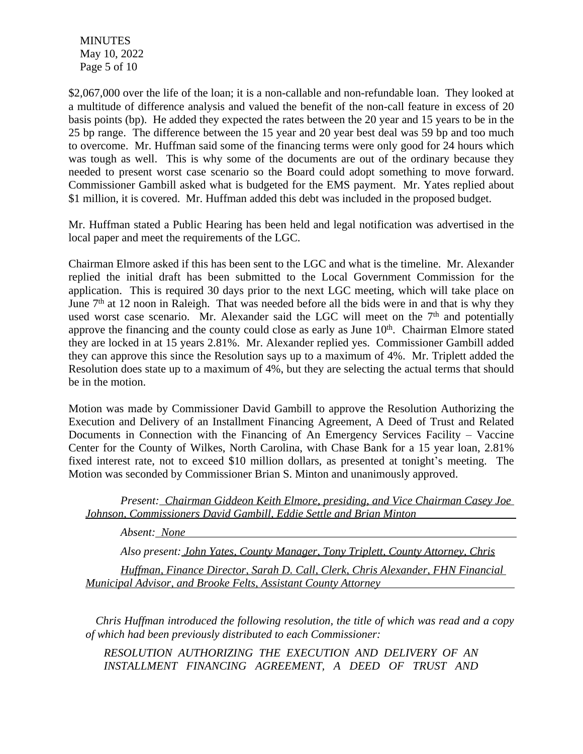$2,067,000 over the life of the loan; it is a non-callable and non-refundable loan. They looked at a multitude of difference analysis and valued the benefit of the non-call feature in excess of 20 basis points (bp). He added they expected the rates between the 20 year and 15 years to be in the 25 bp range. The difference between the 15 year and 20 year best deal was 59 bp and too much to overcome. Mr. Huffman said some of the financing terms were only good for 24 hours which was tough as well. This is why some of the documents are out of the ordinary because they needed to present worst case scenario so the Board could adopt something to move forward. Commissioner Gambill asked what is budgeted for the EMS payment. Mr. Yates replied about $1 million, it is covered. Mr. Huffman added this debt was included in the proposed budget.

Mr. Huffman stated a Public Hearing has been held and legal notification was advertised in the local paper and meet the requirements of the LGC.

Chairman Elmore asked if this has been sent to the LGC and what is the timeline. Mr. Alexander replied the initial draft has been submitted to the Local Government Commission for the application. This is required 30 days prior to the next LGC meeting, which will take place on June 7th at 12 noon in Raleigh. That was needed before all the bids were in and that is why they used worst case scenario. Mr. Alexander said the LGC will meet on the 7th and potentially approve the financing and the county could close as early as June 10th. Chairman Elmore stated they are locked in at 15 years 2.81%. Mr. Alexander replied yes. Commissioner Gambill added they can approve this since the Resolution says up to a maximum of 4%. Mr. Triplett added the Resolution does state up to a maximum of 4%, but they are selecting the actual terms that should be in the motion.

Motion was made by Commissioner David Gambill to approve the Resolution Authorizing the Execution and Delivery of an Installment Financing Agreement, A Deed of Trust and Related Documents in Connection with the Financing of An Emergency Services Facility – Vaccine Center for the County of Wilkes, North Carolina, with Chase Bank for a 15 year loan, 2.81% fixed interest rate, not to exceed $10 million dollars, as presented at tonight's meeting. The Motion was seconded by Commissioner Brian S. Minton and unanimously approved.

*Present: Chairman Giddeon Keith Elmore, presiding, and Vice Chairman Casey Joe Johnson, Commissioners David Gambill, Eddie Settle and Brian Minton*

*Absent: None*

*Also present: John Yates, County Manager, Tony Triplett, County Attorney, Chris Huffman, Finance Director, Sarah D. Call, Clerk, Chris Alexander, FHN Financial Municipal Advisor, and Brooke Felts, Assistant County Attorney*

*Chris Huffman introduced the following resolution, the title of which was read and a copy of which had been previously distributed to each Commissioner:*

*RESOLUTION AUTHORIZING THE EXECUTION AND DELIVERY OF AN INSTALLMENT FINANCING AGREEMENT, A DEED OF TRUST AND*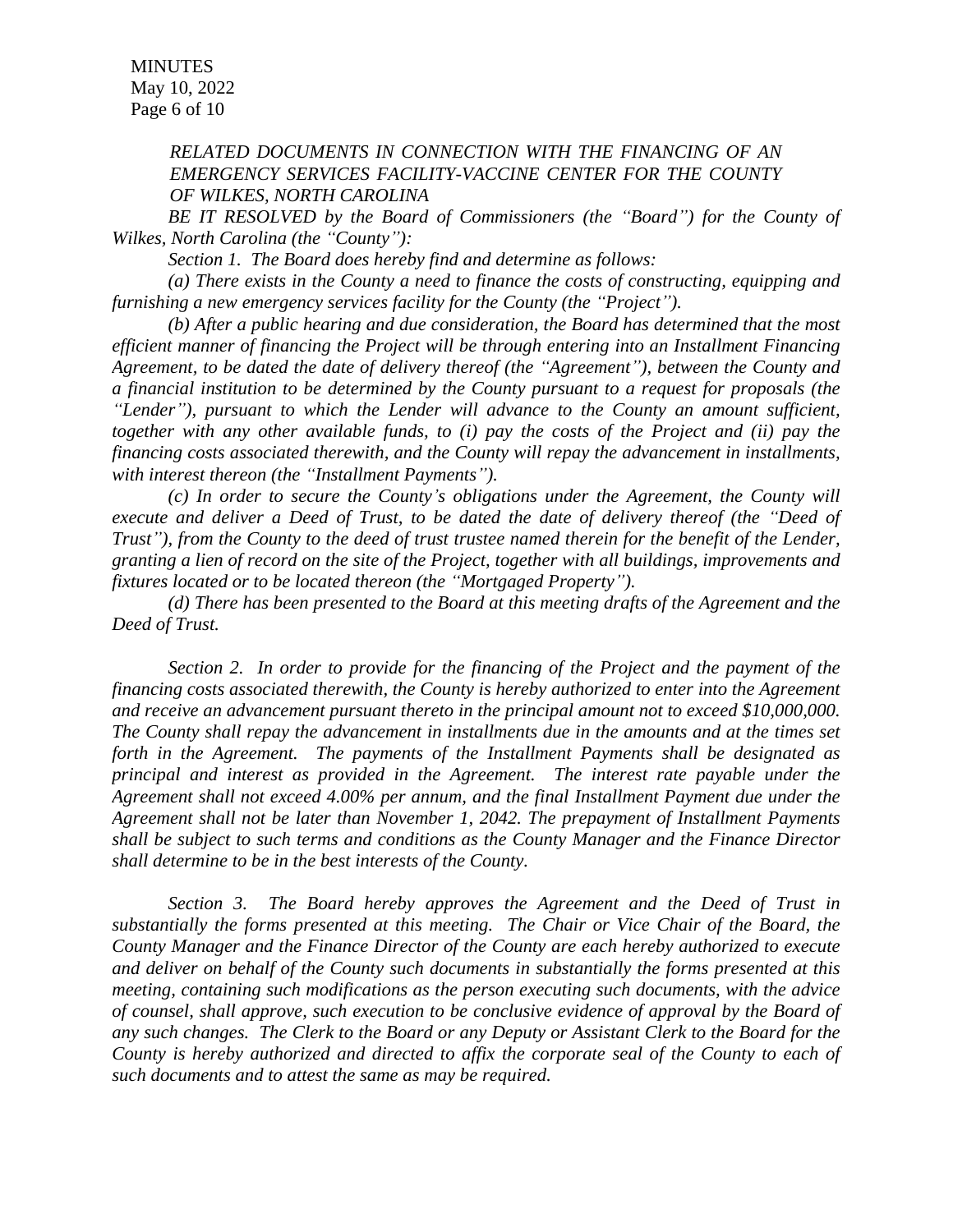*RELATED DOCUMENTS IN CONNECTION WITH THE FINANCING OF AN EMERGENCY SERVICES FACILITY-VACCINE CENTER FOR THE COUNTY OF WILKES, NORTH CAROLINA*

*BE IT RESOLVED by the Board of Commissioners (the "Board") for the County of Wilkes, North Carolina (the "County"):*

*Section 1. The Board does hereby find and determine as follows:*

*(a) There exists in the County a need to finance the costs of constructing, equipping and furnishing a new emergency services facility for the County (the "Project").*

*(b) After a public hearing and due consideration, the Board has determined that the most efficient manner of financing the Project will be through entering into an Installment Financing Agreement, to be dated the date of delivery thereof (the "Agreement"), between the County and a financial institution to be determined by the County pursuant to a request for proposals (the "Lender"), pursuant to which the Lender will advance to the County an amount sufficient, together with any other available funds, to (i) pay the costs of the Project and (ii) pay the financing costs associated therewith, and the County will repay the advancement in installments, with interest thereon (the "Installment Payments").*

*(c) In order to secure the County's obligations under the Agreement, the County will execute and deliver a Deed of Trust, to be dated the date of delivery thereof (the "Deed of Trust"), from the County to the deed of trust trustee named therein for the benefit of the Lender, granting a lien of record on the site of the Project, together with all buildings, improvements and fixtures located or to be located thereon (the "Mortgaged Property").*

*(d) There has been presented to the Board at this meeting drafts of the Agreement and the Deed of Trust.*

*Section 2. In order to provide for the financing of the Project and the payment of the financing costs associated therewith, the County is hereby authorized to enter into the Agreement and receive an advancement pursuant thereto in the principal amount not to exceed $10,000,000. The County shall repay the advancement in installments due in the amounts and at the times set forth in the Agreement. The payments of the Installment Payments shall be designated as principal and interest as provided in the Agreement. The interest rate payable under the Agreement shall not exceed 4.00% per annum, and the final Installment Payment due under the Agreement shall not be later than November 1, 2042. The prepayment of Installment Payments shall be subject to such terms and conditions as the County Manager and the Finance Director shall determine to be in the best interests of the County.*

*Section 3. The Board hereby approves the Agreement and the Deed of Trust in substantially the forms presented at this meeting. The Chair or Vice Chair of the Board, the County Manager and the Finance Director of the County are each hereby authorized to execute and deliver on behalf of the County such documents in substantially the forms presented at this meeting, containing such modifications as the person executing such documents, with the advice of counsel, shall approve, such execution to be conclusive evidence of approval by the Board of any such changes. The Clerk to the Board or any Deputy or Assistant Clerk to the Board for the County is hereby authorized and directed to affix the corporate seal of the County to each of such documents and to attest the same as may be required.*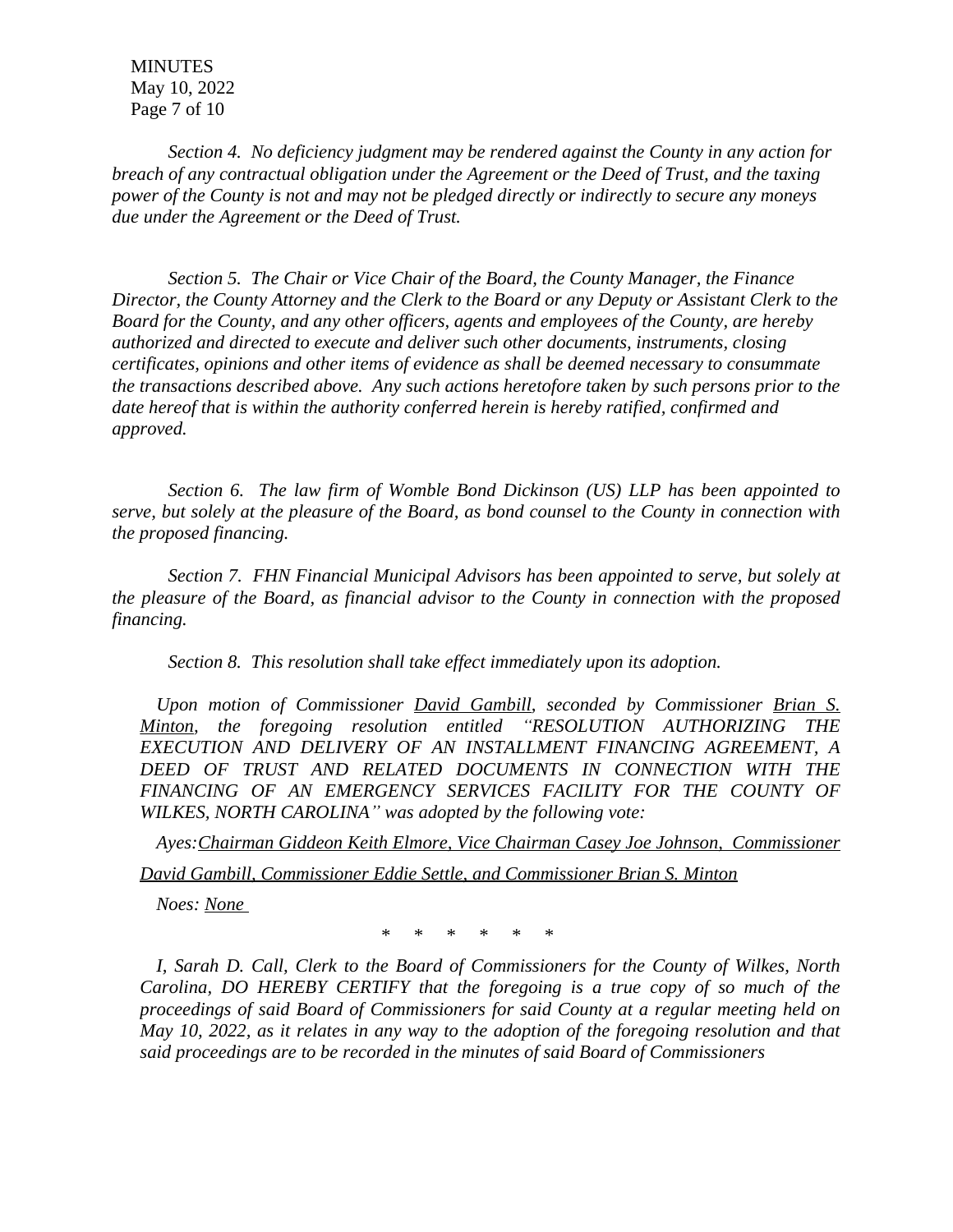*Section 4. No deficiency judgment may be rendered against the County in any action for breach of any contractual obligation under the Agreement or the Deed of Trust, and the taxing power of the County is not and may not be pledged directly or indirectly to secure any moneys due under the Agreement or the Deed of Trust.*

*Section 5. The Chair or Vice Chair of the Board, the County Manager, the Finance Director, the County Attorney and the Clerk to the Board or any Deputy or Assistant Clerk to the Board for the County, and any other officers, agents and employees of the County, are hereby authorized and directed to execute and deliver such other documents, instruments, closing certificates, opinions and other items of evidence as shall be deemed necessary to consummate the transactions described above. Any such actions heretofore taken by such persons prior to the date hereof that is within the authority conferred herein is hereby ratified, confirmed and approved.*

*Section 6. The law firm of Womble Bond Dickinson (US) LLP has been appointed to serve, but solely at the pleasure of the Board, as bond counsel to the County in connection with the proposed financing.*

*Section 7. FHN Financial Municipal Advisors has been appointed to serve, but solely at the pleasure of the Board, as financial advisor to the County in connection with the proposed financing.*

*Section 8. This resolution shall take effect immediately upon its adoption.*

*Upon motion of Commissioner David Gambill, seconded by Commissioner Brian S. Minton, the foregoing resolution entitled "RESOLUTION AUTHORIZING THE EXECUTION AND DELIVERY OF AN INSTALLMENT FINANCING AGREEMENT, A DEED OF TRUST AND RELATED DOCUMENTS IN CONNECTION WITH THE FINANCING OF AN EMERGENCY SERVICES FACILITY FOR THE COUNTY OF WILKES, NORTH CAROLINA" was adopted by the following vote:*

*Ayes: Chairman Giddeon Keith Elmore, Vice Chairman Casey Joe Johnson, Commissioner David Gambill, Commissioner Eddie Settle, and Commissioner Brian S. Minton*

*Noes: None*

\* \* \* \* \* \*

*I, Sarah D. Call, Clerk to the Board of Commissioners for the County of Wilkes, North Carolina, DO HEREBY CERTIFY that the foregoing is a true copy of so much of the proceedings of said Board of Commissioners for said County at a regular meeting held on May 10, 2022, as it relates in any way to the adoption of the foregoing resolution and that said proceedings are to be recorded in the minutes of said Board of Commissioners*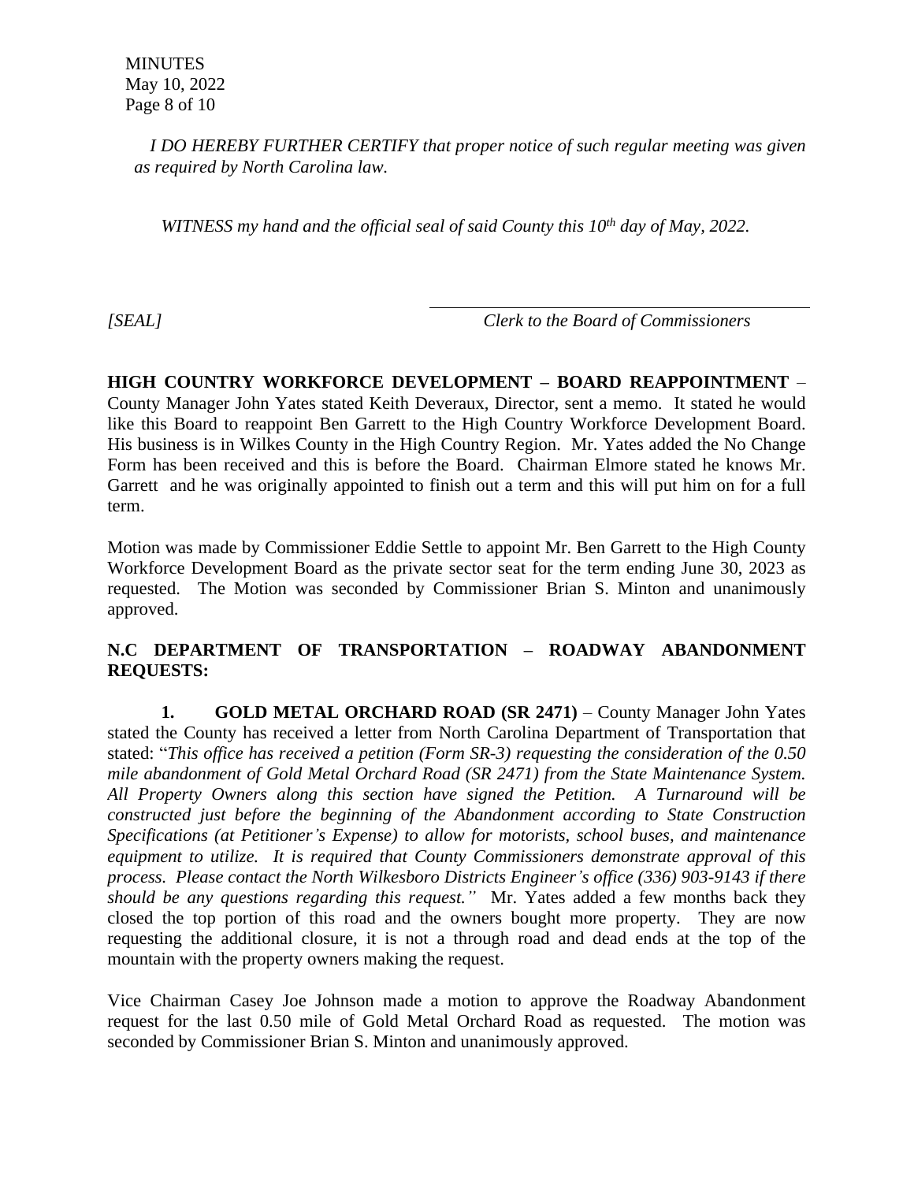*I DO HEREBY FURTHER CERTIFY that proper notice of such regular meeting was given as required by North Carolina law.*

*WITNESS my hand and the official seal of said County this 10th day of May, 2022.*

*[SEAL]* ______________________________ *Clerk to the Board of Commissioners*

**HIGH COUNTRY WORKFORCE DEVELOPMENT – BOARD REAPPOINTMENT** – County Manager John Yates stated Keith Deveraux, Director, sent a memo. It stated he would like this Board to reappoint Ben Garrett to the High Country Workforce Development Board. His business is in Wilkes County in the High Country Region. Mr. Yates added the No Change Form has been received and this is before the Board. Chairman Elmore stated he knows Mr. Garrett and he was originally appointed to finish out a term and this will put him on for a full term.

Motion was made by Commissioner Eddie Settle to appoint Mr. Ben Garrett to the High County Workforce Development Board as the private sector seat for the term ending June 30, 2023 as requested. The Motion was seconded by Commissioner Brian S. Minton and unanimously approved.

**N.C DEPARTMENT OF TRANSPORTATION – ROADWAY ABANDONMENT REQUESTS:**

1. **GOLD METAL ORCHARD ROAD (SR 2471)** – County Manager John Yates stated the County has received a letter from North Carolina Department of Transportation that stated: "*This office has received a petition (Form SR-3) requesting the consideration of the 0.50 mile abandonment of Gold Metal Orchard Road (SR 2471) from the State Maintenance System. All Property Owners along this section have signed the Petition. A Turnaround will be constructed just before the beginning of the Abandonment according to State Construction Specifications (at Petitioner's Expense) to allow for motorists, school buses, and maintenance equipment to utilize. It is required that County Commissioners demonstrate approval of this process. Please contact the North Wilkesboro Districts Engineer's office (336) 903-9143 if there should be any questions regarding this request."* Mr. Yates added a few months back they closed the top portion of this road and the owners bought more property. They are now requesting the additional closure, it is not a through road and dead ends at the top of the mountain with the property owners making the request.

Vice Chairman Casey Joe Johnson made a motion to approve the Roadway Abandonment request for the last 0.50 mile of Gold Metal Orchard Road as requested. The motion was seconded by Commissioner Brian S. Minton and unanimously approved.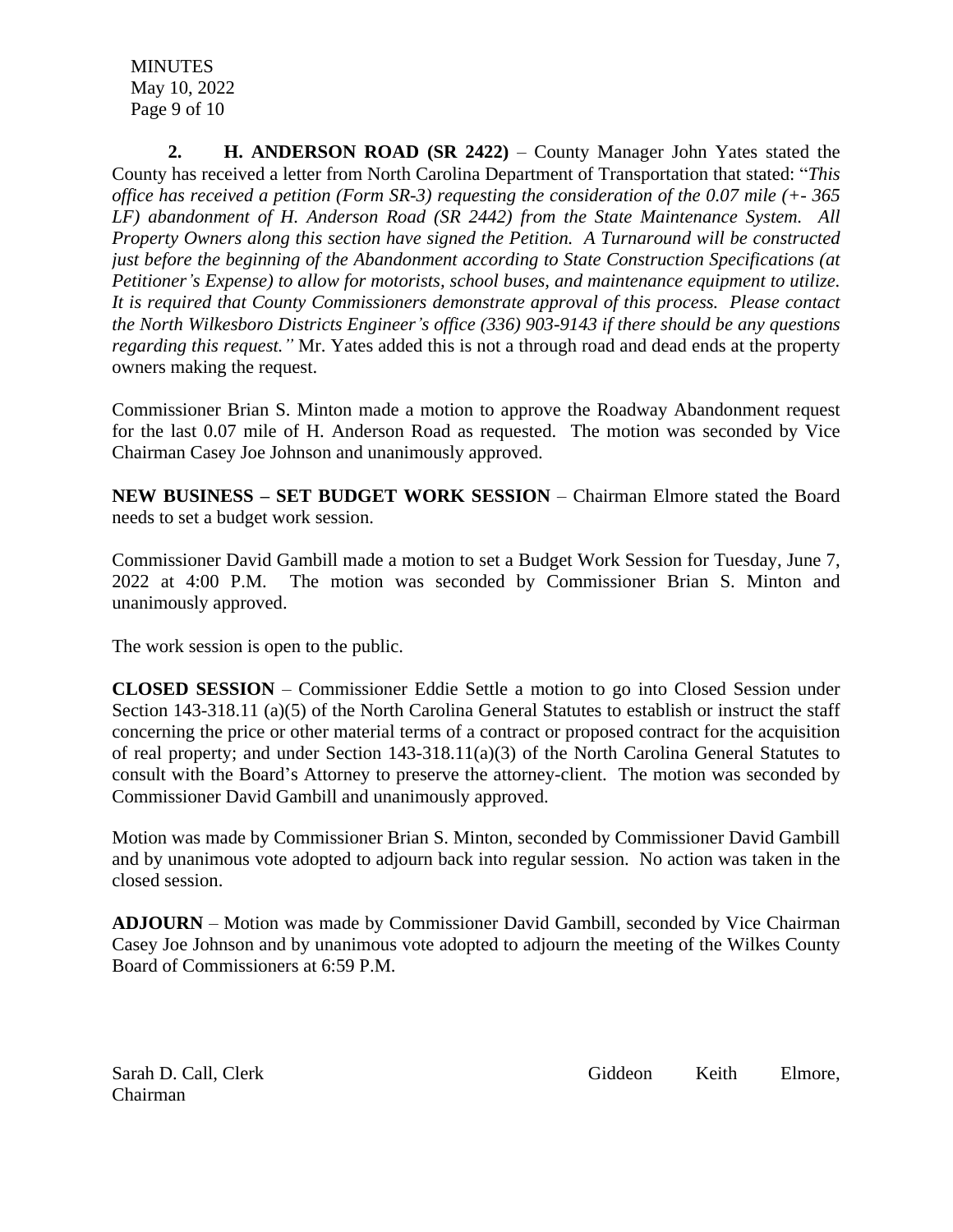**2. H. ANDERSON ROAD (SR 2422)** – County Manager John Yates stated the County has received a letter from North Carolina Department of Transportation that stated: "*This office has received a petition (Form SR-3) requesting the consideration of the 0.07 mile (+- 365 LF) abandonment of H. Anderson Road (SR 2442) from the State Maintenance System. All Property Owners along this section have signed the Petition. A Turnaround will be constructed just before the beginning of the Abandonment according to State Construction Specifications (at Petitioner's Expense) to allow for motorists, school buses, and maintenance equipment to utilize. It is required that County Commissioners demonstrate approval of this process. Please contact the North Wilkesboro Districts Engineer's office (336) 903-9143 if there should be any questions regarding this request."* Mr. Yates added this is not a through road and dead ends at the property owners making the request.

Commissioner Brian S. Minton made a motion to approve the Roadway Abandonment request for the last 0.07 mile of H. Anderson Road as requested. The motion was seconded by Vice Chairman Casey Joe Johnson and unanimously approved.

**NEW BUSINESS – SET BUDGET WORK SESSION** – Chairman Elmore stated the Board needs to set a budget work session.

Commissioner David Gambill made a motion to set a Budget Work Session for Tuesday, June 7, 2022 at 4:00 P.M. The motion was seconded by Commissioner Brian S. Minton and unanimously approved.

The work session is open to the public.

**CLOSED SESSION** – Commissioner Eddie Settle a motion to go into Closed Session under Section 143-318.11 (a)(5) of the North Carolina General Statutes to establish or instruct the staff concerning the price or other material terms of a contract or proposed contract for the acquisition of real property; and under Section 143-318.11(a)(3) of the North Carolina General Statutes to consult with the Board's Attorney to preserve the attorney-client. The motion was seconded by Commissioner David Gambill and unanimously approved.

Motion was made by Commissioner Brian S. Minton, seconded by Commissioner David Gambill and by unanimous vote adopted to adjourn back into regular session. No action was taken in the closed session.

**ADJOURN** – Motion was made by Commissioner David Gambill, seconded by Vice Chairman Casey Joe Johnson and by unanimous vote adopted to adjourn the meeting of the Wilkes County Board of Commissioners at 6:59 P.M.

Sarah D. Call, Clerk

Giddeon Keith Elmore, Chairman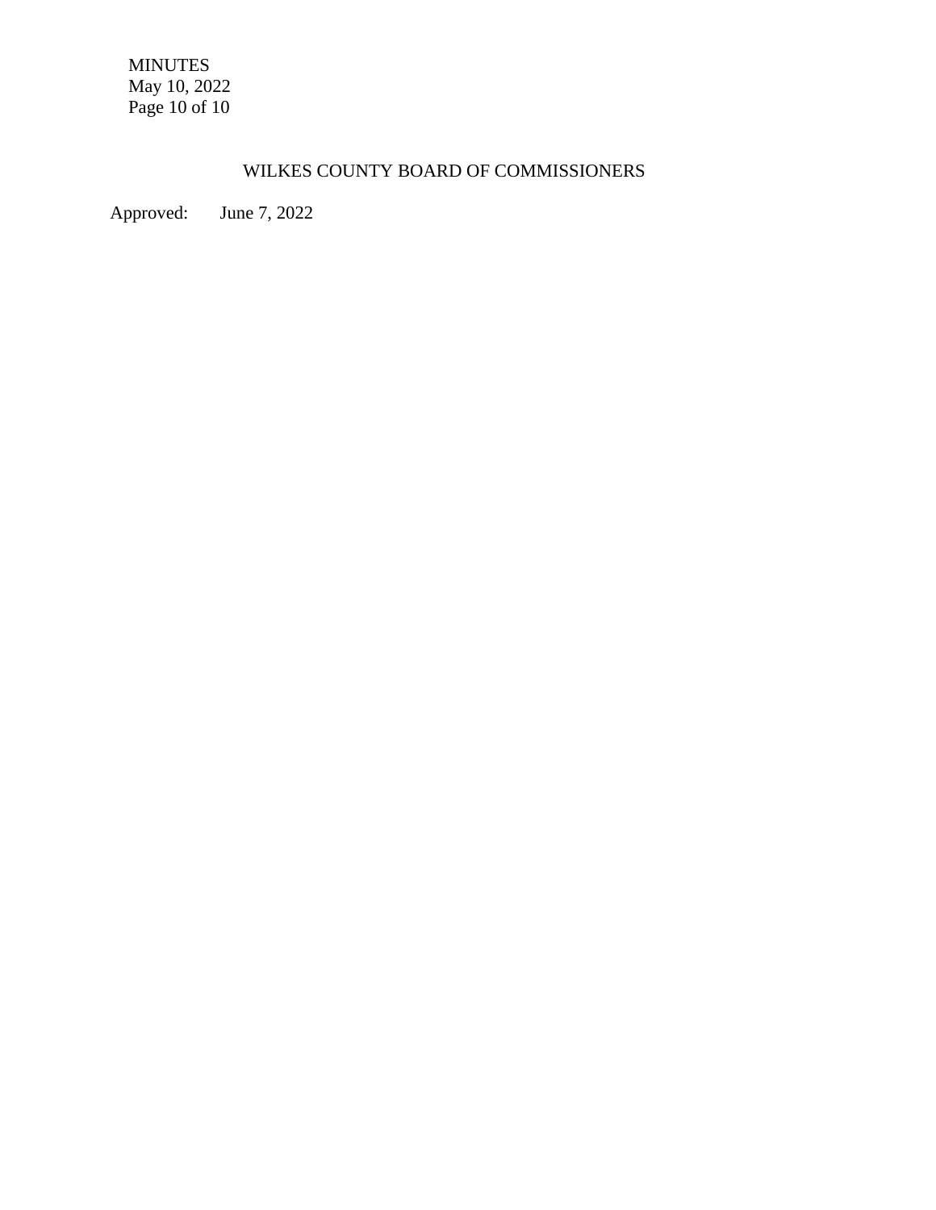WILKES COUNTY BOARD OF COMMISSIONERS

Approved: June 7, 2022